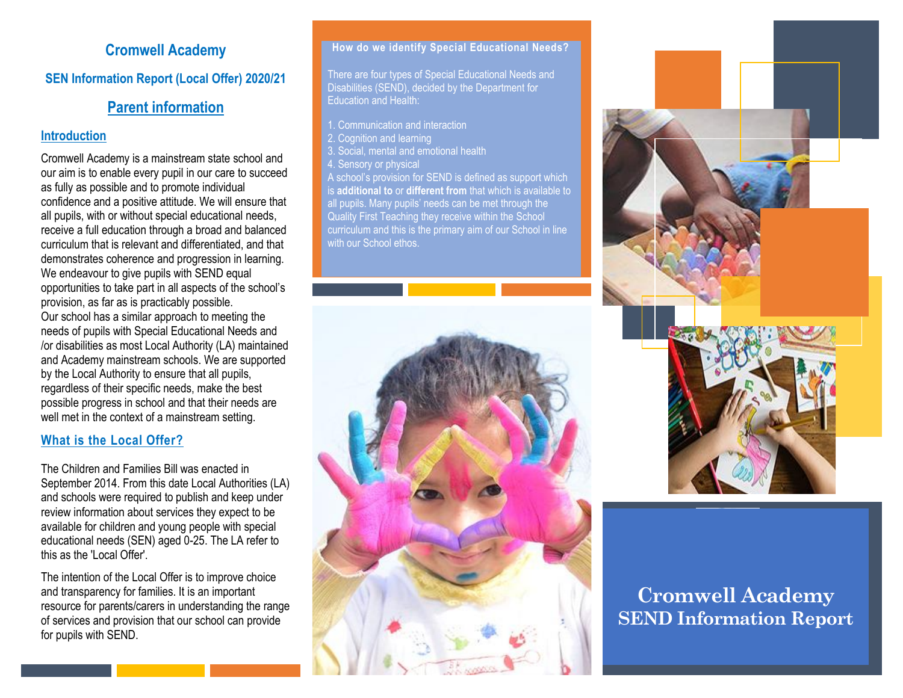# Cromwell Academy

## SEN Information Report (Local Offer) 2020/21

## Parent information

### Introduction

Cromwell Academy is a mainstream state school and our aim is to enable every pupil in our care to succeed as fully as possible and to promote individual confidence and a positive attitude. We will ensure that all pupils, with or without special educational needs, receive a full education through a broad and balanced curriculum that is relevant and differentiated, and that demonstrates coherence and progression in learning. We endeavour to give pupils with SEND equal opportunities to take part in all aspects of the school's provision, as far as is practicably possible.
Our school has a similar approach to meeting the needs of pupils with Special Educational Needs and /or disabilities as most Local Authority (LA) maintained and Academy mainstream schools. We are supported by the Local Authority to ensure that all pupils, regardless of their specific needs, make the best possible progress in school and that their needs are well met in the context of a mainstream setting.

### What is the Local Offer?

The Children and Families Bill was enacted in September 2014. From this date Local Authorities (LA) and schools were required to publish and keep under review information about services they expect to be available for children and young people with special educational needs (SEN) aged 0-25. The LA refer to this as the 'Local Offer'.

The intention of the Local Offer is to improve choice and transparency for families. It is an important resource for parents/carers in understanding the range of services and provision that our school can provide for pupils with SEND.

### How do we identify Special Educational Needs?

There are four types of Special Educational Needs and Disabilities (SEND), decided by the Department for Education and Health:

1. Communication and interaction
2. Cognition and learning
3. Social, mental and emotional health
4. Sensory or physical

A school's provision for SEND is defined as support which is **additional to** or **different from** that which is available to all pupils. Many pupils' needs can be met through the Quality First Teaching they receive within the School curriculum and this is the primary aim of our School in line with our School ethos.

**Cromwell Academy
SEND Information Report**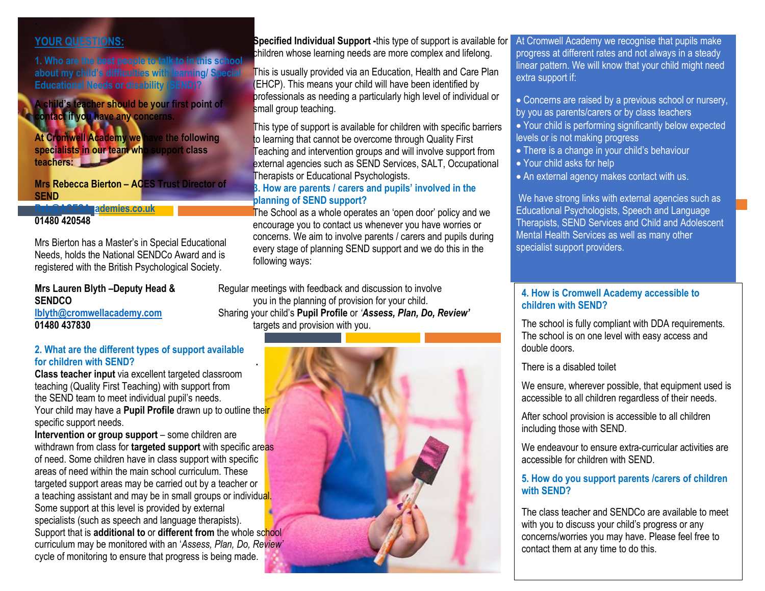## YOUR QUESTIONS:

### 1. Who are the best people to talk to in this school about my child's difficulties with learning/ Special Educational Needs or disability (SEND)?

**A child's teacher should be your first point of contact if you have any concerns.**

**At Cromwell Academy we have the following specialists in our team who support class teachers:**

**Mrs Rebecca Bierton – ACES Trust Director of SEND**
Reb@ACESAcademies.co.uk
**01480 420548**

Mrs Bierton has a Master's in Special Educational Needs, holds the National SENDCo Award and is registered with the British Psychological Society.

**Mrs Lauren Blyth –Deputy Head & SENDCO**
lblyth@cromwellacademy.com
**01480 437830**

### 2. What are the different types of support available for children with SEND?

**Class teacher input** via excellent targeted classroom teaching (Quality First Teaching) with support from the SEND team to meet individual pupil's needs.
Your child may have a **Pupil Profile** drawn up to outline their specific support needs.
**Intervention or group support** – some children are withdrawn from class for **targeted support** with specific areas of need. Some children have in class support with specific areas of need within the main school curriculum. These targeted support areas may be carried out by a teacher or a teaching assistant and may be in small groups or individual. Some support at this level is provided by external specialists (such as speech and language therapists).
Support that is **additional to** or **different from** the whole school curriculum may be monitored with an '*Assess, Plan, Do, Review*' cycle of monitoring to ensure that progress is being made.

**Specified Individual Support -**this type of support is available for children whose learning needs are more complex and lifelong.

This is usually provided via an Education, Health and Care Plan (EHCP). This means your child will have been identified by professionals as needing a particularly high level of individual or small group teaching.

This type of support is available for children with specific barriers to learning that cannot be overcome through Quality First Teaching and intervention groups and will involve support from external agencies such as SEND Services, SALT, Occupational Therapists or Educational Psychologists.

### 3. How are parents / carers and pupils' involved in the planning of SEND support?

The School as a whole operates an 'open door' policy and we encourage you to contact us whenever you have worries or concerns. We aim to involve parents / carers and pupils during every stage of planning SEND support and we do this in the following ways:

Regular meetings with feedback and discussion to involve you in the planning of provision for your child.
Sharing your child's **Pupil Profile** or '***Assess, Plan, Do, Review'*** targets and provision with you.

At Cromwell Academy we recognise that pupils make progress at different rates and not always in a steady linear pattern. We will know that your child might need extra support if:

- Concerns are raised by a previous school or nursery, by you as parents/carers or by class teachers
- Your child is performing significantly below expected levels or is not making progress
- There is a change in your child's behaviour
- Your child asks for help
- An external agency makes contact with us.

We have strong links with external agencies such as Educational Psychologists, Speech and Language Therapists, SEND Services and Child and Adolescent Mental Health Services as well as many other specialist support providers.

### 4. How is Cromwell Academy accessible to children with SEND?

The school is fully compliant with DDA requirements. The school is on one level with easy access and double doors.

There is a disabled toilet

We ensure, wherever possible, that equipment used is accessible to all children regardless of their needs.

After school provision is accessible to all children including those with SEND.

We endeavour to ensure extra-curricular activities are accessible for children with SEND.

### 5. How do you support parents /carers of children with SEND?

The class teacher and SENDCo are available to meet with you to discuss your child's progress or any concerns/worries you may have. Please feel free to contact them at any time to do this.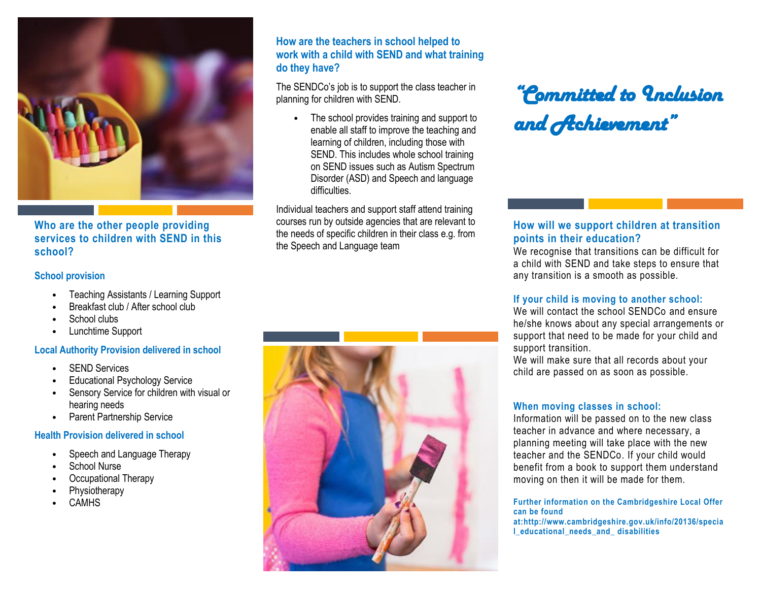## Who are the other people providing services to children with SEND in this school?

### School provision

- Teaching Assistants / Learning Support
- Breakfast club / After school club
- School clubs
- Lunchtime Support

### Local Authority Provision delivered in school

- SEND Services
- Educational Psychology Service
- Sensory Service for children with visual or hearing needs
- Parent Partnership Service

### Health Provision delivered in school

- Speech and Language Therapy
- School Nurse
- Occupational Therapy
- Physiotherapy
- CAMHS

## How are the teachers in school helped to work with a child with SEND and what training do they have?

The SENDCo's job is to support the class teacher in planning for children with SEND.

- The school provides training and support to enable all staff to improve the teaching and learning of children, including those with SEND. This includes whole school training on SEND issues such as Autism Spectrum Disorder (ASD) and Speech and language difficulties.

Individual teachers and support staff attend training courses run by outside agencies that are relevant to the needs of specific children in their class e.g. from the Speech and Language team

*"Committed to Inclusion and Achievement"*

## How will we support children at transition points in their education?

We recognise that transitions can be difficult for a child with SEND and take steps to ensure that any transition is a smooth as possible.

### If your child is moving to another school:

We will contact the school SENDCo and ensure he/she knows about any special arrangements or support that need to be made for your child and support transition.
We will make sure that all records about your child are passed on as soon as possible.

### When moving classes in school:

Information will be passed on to the new class teacher in advance and where necessary, a planning meeting will take place with the new teacher and the SENDCo. If your child would benefit from a book to support them understand moving on then it will be made for them.

**Further information on the Cambridgeshire Local Offer can be found at:http://www.cambridgeshire.gov.uk/info/20136/special_educational_needs_and_ disabilities**